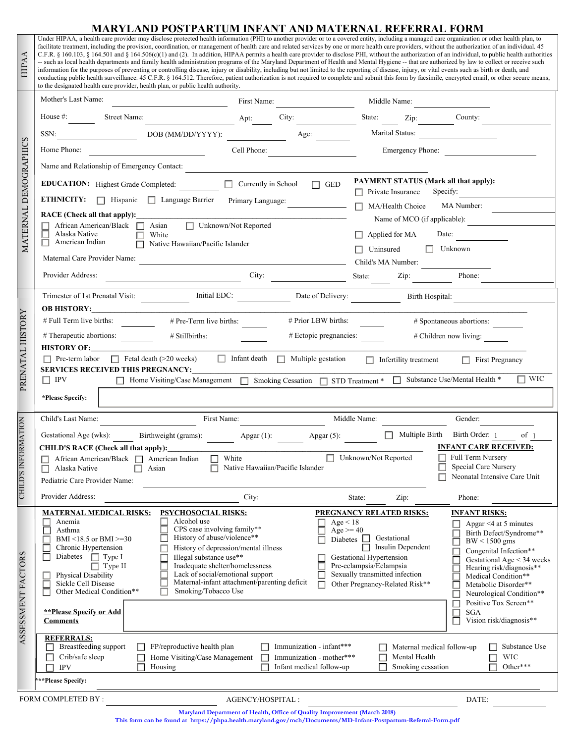# MARYLAND POSTPARTUM INFANT AND MATERNAL REFERRAL FORM

## HIPAA

Under HIPAA, a health care provider may disclose protected health information (PHI) to another provider or to a covered entity, including a managed care organization or other health plan, to facilitate treatment, including the provision, coordination, or management of health care and related services by one or more health care providers, without the authorization of an individual. 45 C.F.R. § 160.103, § 164.501 and § 164.506(c)(1) and (2). In addition, HIPAA permits a health care provider to disclose PHI, without the authorization of an individual, to public health authorities -- such as local health departments and family health administration programs of the Maryland Department of Health and Mental Hygiene -- that are authorized by law to collect or receive such information for the purposes of preventing or controlling disease, injury or disability, including but not limited to the reporting of disease, injury, or vital events such as birth or death, and conducting public health surveillance. 45 C.F.R. § 164.512. Therefore, patient authorization is not required to complete and submit this form by facsimile, encrypted email, or other secure means, to the designated health care provider, health plan, or public health authority.

## MATERNAL DEMOGRAPHICS

Mother's Last Name: ____________ First Name: ____________ Middle Name: ____________

House #: ______ Street Name: ____________ Apt: ______ City: ____________ State: ______ Zip: ______ County: ____________

SSN: ____________ DOB (MM/DD/YYYY): ____________ Age: ______ Marital Status: ____________

Home Phone: ____________ Cell Phone: ____________ Emergency Phone: ____________

Name and Relationship of Emergency Contact: ____________

**EDUCATION:** Highest Grade Completed: ______ ☐ Currently in School ☐ GED

**ETHNICITY:** ☐ Hispanic ☐ Language Barrier Primary Language: ____________

**RACE (Check all that apply):**
- ☐ African American/Black
- ☐ Alaska Native
- ☐ American Indian
- ☐ Asian
- ☐ White
- ☐ Native Hawaiian/Pacific Islander
- ☐ Unknown/Not Reported

**PAYMENT STATUS (Mark all that apply):**
- ☐ Private Insurance Specify: ____________
- ☐ MA/Health Choice MA Number: ____________
- Name of MCO (if applicable): ____________
- ☐ Applied for MA Date: ____________
- ☐ Uninsured ☐ Unknown
- Child's MA Number: ____________

Maternal Care Provider Name: ____________

Provider Address: ____________ City: ____________ State: ______ Zip: ______ Phone: ____________

## PRENATAL HISTORY

Trimester of 1st Prenatal Visit: ______ Initial EDC: ______ Date of Delivery: ______ Birth Hospital: ____________

**OB HISTORY:**

# Full Term live births: ______ # Pre-Term live births: ______ # Prior LBW births: ______ # Spontaneous abortions: ______

# Therapeutic abortions: ______ # Stillbirths: ______ # Ectopic pregnancies: ______ # Children now living: ______

**HISTORY OF:**

☐ Pre-term labor ☐ Fetal death (>20 weeks) ☐ Infant death ☐ Multiple gestation ☐ Infertility treatment ☐ First Pregnancy

**SERVICES RECEIVED THIS PREGNANCY:**

☐ IPV ☐ Home Visiting/Case Management ☐ Smoking Cessation ☐ STD Treatment * ☐ Substance Use/Mental Health * ☐ WIC

***Please Specify:** ____________

## CHILD'S INFORMATION

Child's Last Name: ____________ First Name: ____________ Middle Name: ____________ Gender: ______

Gestational Age (wks): ______ Birthweight (grams): ______ Apgar (1): ______ Apgar (5): ______ ☐ Multiple Birth Birth Order: 1 of 1

**CHILD'S RACE (Check all that apply):**
- ☐ African American/Black
- ☐ Alaska Native
- ☐ American Indian
- ☐ Asian
- ☐ White
- ☐ Native Hawaiian/Pacific Islander
- ☐ Unknown/Not Reported

**INFANT CARE RECEIVED:**
- ☐ Full Term Nursery
- ☐ Special Care Nursery
- ☐ Neonatal Intensive Care Unit

Pediatric Care Provider Name: ____________

Provider Address: ____________ City: ____________ State: ______ Zip: ______ Phone: ____________

## ASSESSMENT FACTORS

**MATERNAL MEDICAL RISKS:**
- ☐ Anemia
- ☐ Asthma
- ☐ BMI <18.5 or BMI >=30
- ☐ Chronic Hypertension
- ☐ Diabetes ☐ Type I ☐ Type II
- ☐ Physical Disability
- ☐ Sickle Cell Disease
- ☐ Other Medical Condition**

**PSYCHOSOCIAL RISKS:**
- ☐ Alcohol use
- ☐ CPS case involving family**
- ☐ History of abuse/violence**
- ☐ History of depression/mental illness
- ☐ Illegal substance use**
- ☐ Inadequate shelter/homelessness
- ☐ Lack of social/emotional support
- ☐ Maternal-infant attachment/parenting deficit
- ☐ Smoking/Tobacco Use

**PREGNANCY RELATED RISKS:**
- ☐ Age < 18
- ☐ Age >= 40
- ☐ Diabetes ☐ Gestational ☐ Insulin Dependent
- ☐ Gestational Hypertension
- ☐ Pre-eclampsia/Eclampsia
- ☐ Sexually transmitted infection
- ☐ Other Pregnancy-Related Risk**

**INFANT RISKS:**
- ☐ Apgar <4 at 5 minutes
- ☐ Birth Defect/Syndrome**
- ☐ BW < 1500 gms
- ☐ Congenital Infection**
- ☐ Gestational Age < 34 weeks
- ☐ Hearing risk/diagnosis**
- ☐ Medical Condition**
- ☐ Metabolic Disorder**
- ☐ Neurological Condition**
- ☐ Positive Tox Screen**
- ☐ SGA
- ☐ Vision risk/diagnosis**

****Please Specify or Add Comments** ____________

**REFERRALS:**
- ☐ Breastfeeding support
- ☐ Crib/safe sleep
- ☐ IPV
- ☐ FP/reproductive health plan
- ☐ Home Visiting/Case Management
- ☐ Housing
- ☐ Immunization - infant***
- ☐ Immunization - mother***
- ☐ Infant medical follow-up
- ☐ Maternal medical follow-up
- ☐ Mental Health
- ☐ Smoking cessation
- ☐ Substance Use
- ☐ WIC
- ☐ Other***

*****Please Specify:** ____________

FORM COMPLETED BY : ____________ AGENCY/HOSPITAL : ____________ DATE: ____________

Maryland Department of Health, Office of Quality Improvement (March 2018)
This form can be found at https://phpa.health.maryland.gov/mch/Documents/MD-Infant-Postpartum-Referral-Form.pdf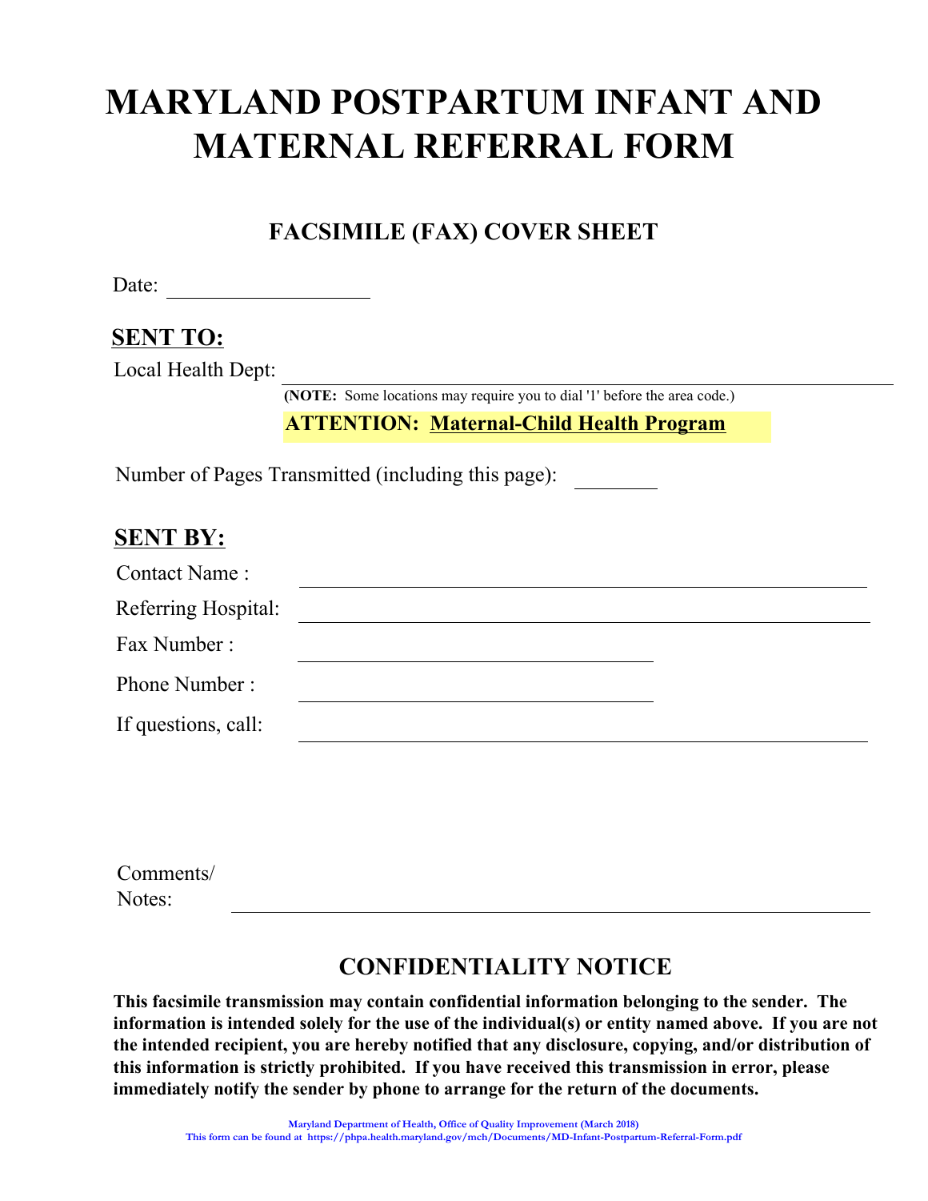# MARYLAND POSTPARTUM INFANT AND MATERNAL REFERRAL FORM

## FACSIMILE (FAX) COVER SHEET

Date: ____________________

### SENT TO:

Local Health Dept: ______________________________________________

**(NOTE:** Some locations may require you to dial '1' before the area code.)

**ATTENTION: Maternal-Child Health Program**

Number of Pages Transmitted (including this page): ________

### SENT BY:

Contact Name : ______________________________________________

Referring Hospital: ______________________________________________

Fax Number : ______________________________

Phone Number : ______________________________

If questions, call: ______________________________________________

Comments/
Notes: ______________________________________________

## CONFIDENTIALITY NOTICE

**This facsimile transmission may contain confidential information belonging to the sender. The information is intended solely for the use of the individual(s) or entity named above. If you are not the intended recipient, you are hereby notified that any disclosure, copying, and/or distribution of this information is strictly prohibited. If you have received this transmission in error, please immediately notify the sender by phone to arrange for the return of the documents.**

Maryland Department of Health, Office of Quality Improvement (March 2018)
This form can be found at https://phpa.health.maryland.gov/mch/Documents/MD-Infant-Postpartum-Referral-Form.pdf